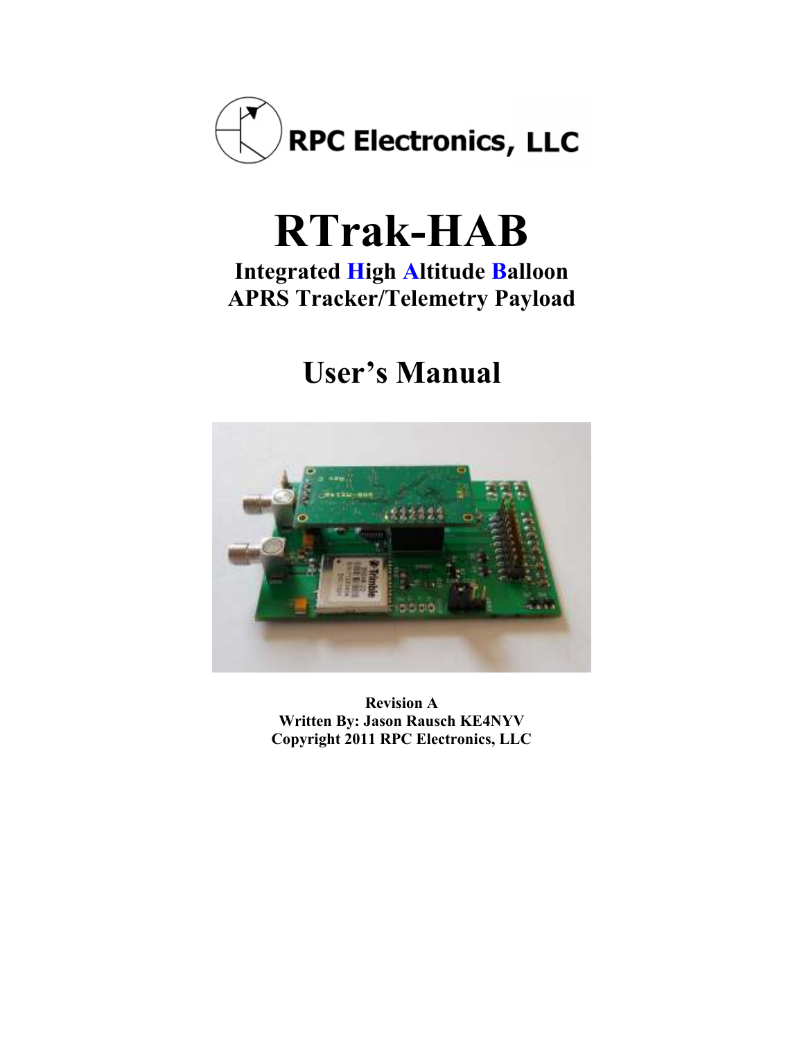RPC Electronics, LLC

# RTrak-HAB

## Integrated High Altitude Balloon APRS Tracker/Telemetry Payload

## User's Manual

**Revision A**
**Written By: Jason Rausch KE4NYV**
**Copyright 2011 RPC Electronics, LLC**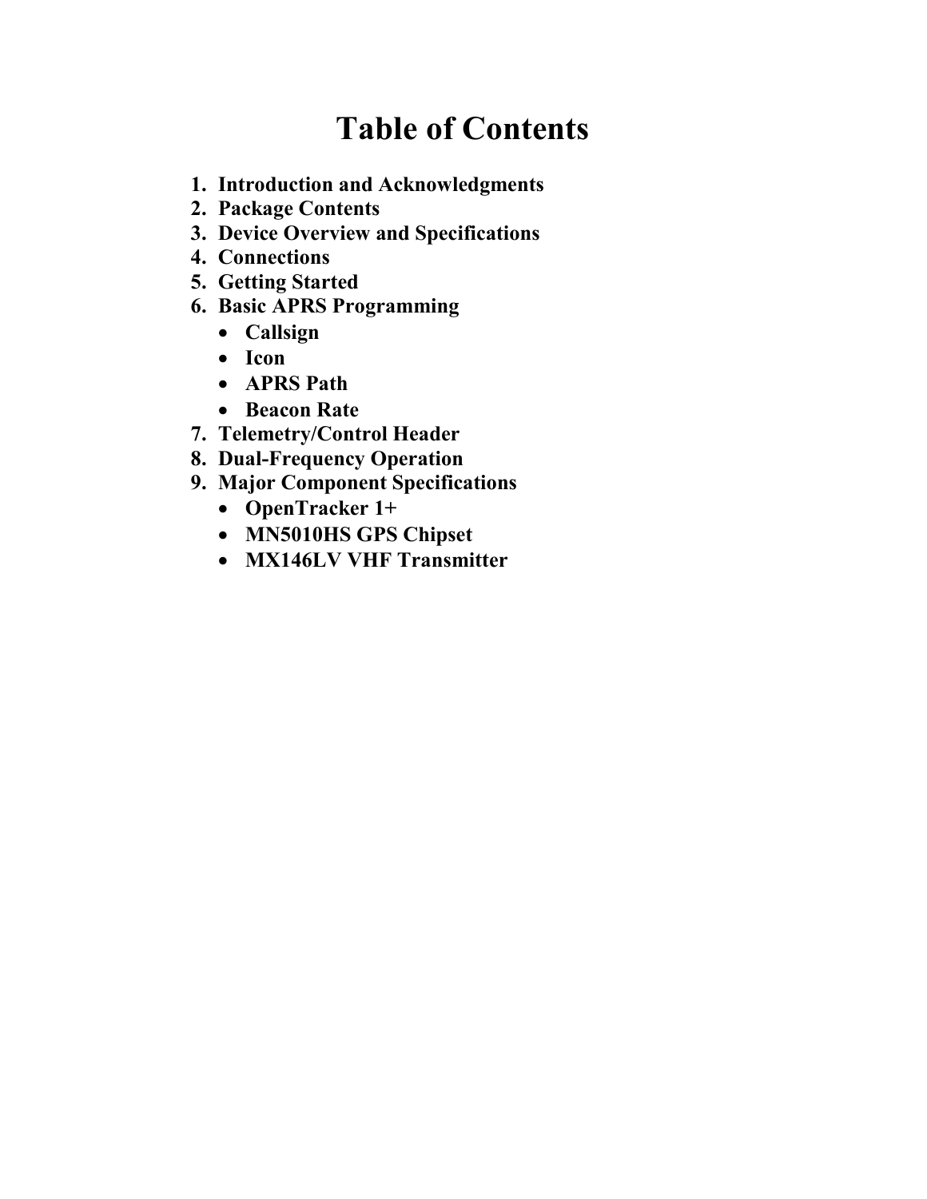# Table of Contents

1. **Introduction and Acknowledgments**
2. **Package Contents**
3. **Device Overview and Specifications**
4. **Connections**
5. **Getting Started**
6. **Basic APRS Programming**
   - **Callsign**
   - **Icon**
   - **APRS Path**
   - **Beacon Rate**
7. **Telemetry/Control Header**
8. **Dual-Frequency Operation**
9. **Major Component Specifications**
   - **OpenTracker 1+**
   - **MN5010HS GPS Chipset**
   - **MX146LV VHF Transmitter**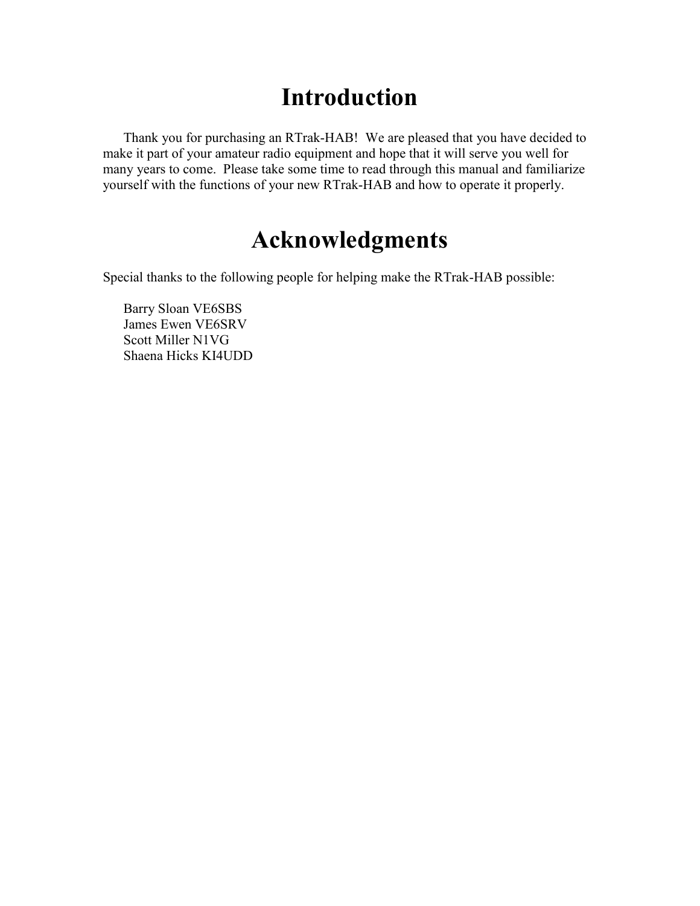# Introduction

Thank you for purchasing an RTrak-HAB! We are pleased that you have decided to make it part of your amateur radio equipment and hope that it will serve you well for many years to come. Please take some time to read through this manual and familiarize yourself with the functions of your new RTrak-HAB and how to operate it properly.

# Acknowledgments

Special thanks to the following people for helping make the RTrak-HAB possible:

Barry Sloan VE6SBS  
James Ewen VE6SRV  
Scott Miller N1VG  
Shaena Hicks KI4UDD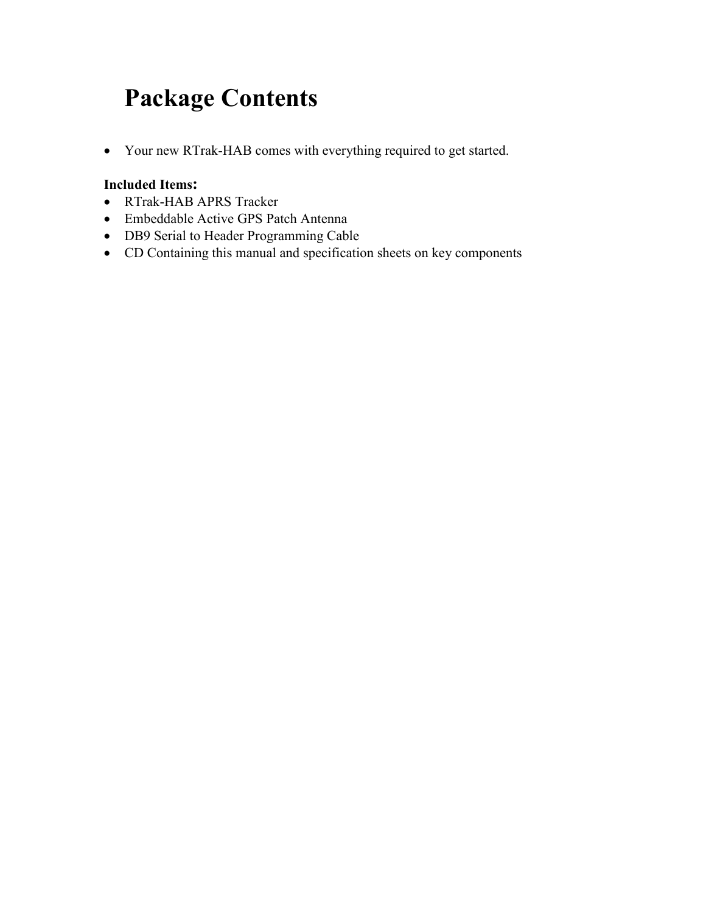# Package Contents

- Your new RTrak-HAB comes with everything required to get started.

**Included Items:**

- RTrak-HAB APRS Tracker
- Embeddable Active GPS Patch Antenna
- DB9 Serial to Header Programming Cable
- CD Containing this manual and specification sheets on key components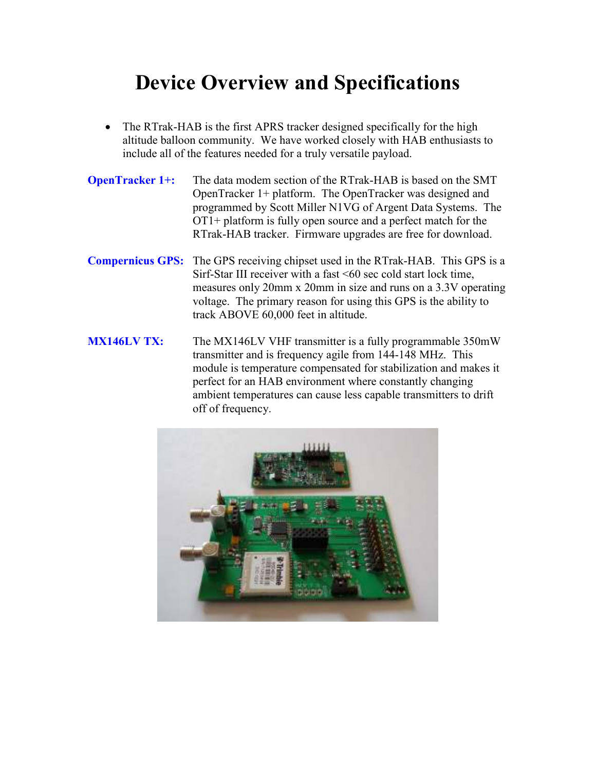# Device Overview and Specifications

- The RTrak-HAB is the first APRS tracker designed specifically for the high altitude balloon community. We have worked closely with HAB enthusiasts to include all of the features needed for a truly versatile payload.

**OpenTracker 1+:** The data modem section of the RTrak-HAB is based on the SMT OpenTracker 1+ platform. The OpenTracker was designed and programmed by Scott Miller N1VG of Argent Data Systems. The OT1+ platform is fully open source and a perfect match for the RTrak-HAB tracker. Firmware upgrades are free for download.

**Compernicus GPS:** The GPS receiving chipset used in the RTrak-HAB. This GPS is a Sirf-Star III receiver with a fast <60 sec cold start lock time, measures only 20mm x 20mm in size and runs on a 3.3V operating voltage. The primary reason for using this GPS is the ability to track ABOVE 60,000 feet in altitude.

**MX146LV TX:** The MX146LV VHF transmitter is a fully programmable 350mW transmitter and is frequency agile from 144-148 MHz. This module is temperature compensated for stabilization and makes it perfect for an HAB environment where constantly changing ambient temperatures can cause less capable transmitters to drift off of frequency.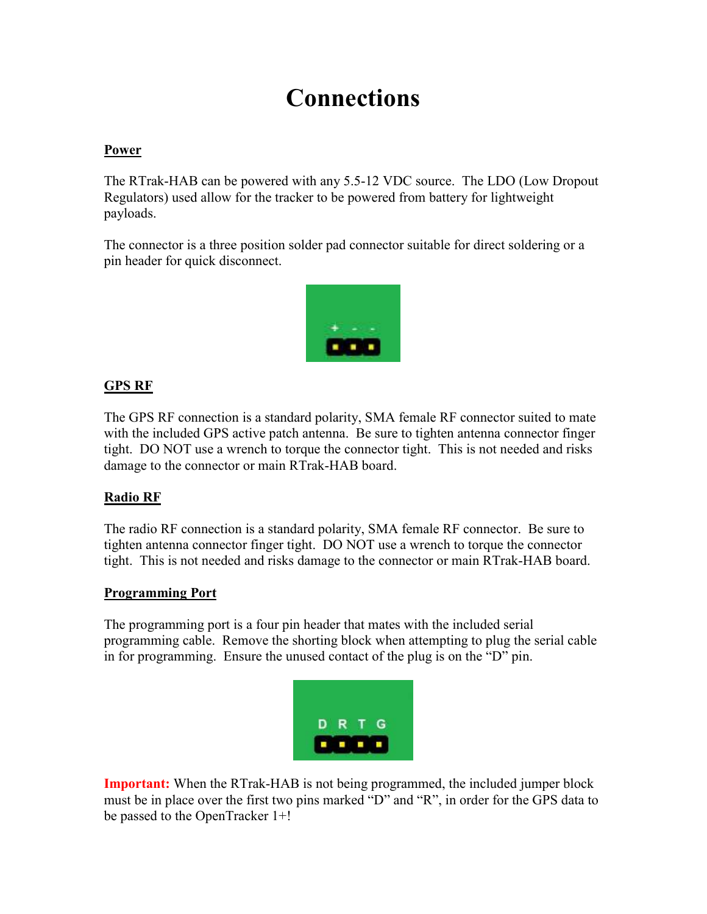# Connections

**Power**

The RTrak-HAB can be powered with any 5.5-12 VDC source. The LDO (Low Dropout Regulators) used allow for the tracker to be powered from battery for lightweight payloads.

The connector is a three position solder pad connector suitable for direct soldering or a pin header for quick disconnect.

**GPS RF**

The GPS RF connection is a standard polarity, SMA female RF connector suited to mate with the included GPS active patch antenna. Be sure to tighten antenna connector finger tight. DO NOT use a wrench to torque the connector tight. This is not needed and risks damage to the connector or main RTrak-HAB board.

**Radio RF**

The radio RF connection is a standard polarity, SMA female RF connector. Be sure to tighten antenna connector finger tight. DO NOT use a wrench to torque the connector tight. This is not needed and risks damage to the connector or main RTrak-HAB board.

**Programming Port**

The programming port is a four pin header that mates with the included serial programming cable. Remove the shorting block when attempting to plug the serial cable in for programming. Ensure the unused contact of the plug is on the "D" pin.

**Important:** When the RTrak-HAB is not being programmed, the included jumper block must be in place over the first two pins marked "D" and "R", in order for the GPS data to be passed to the OpenTracker 1+!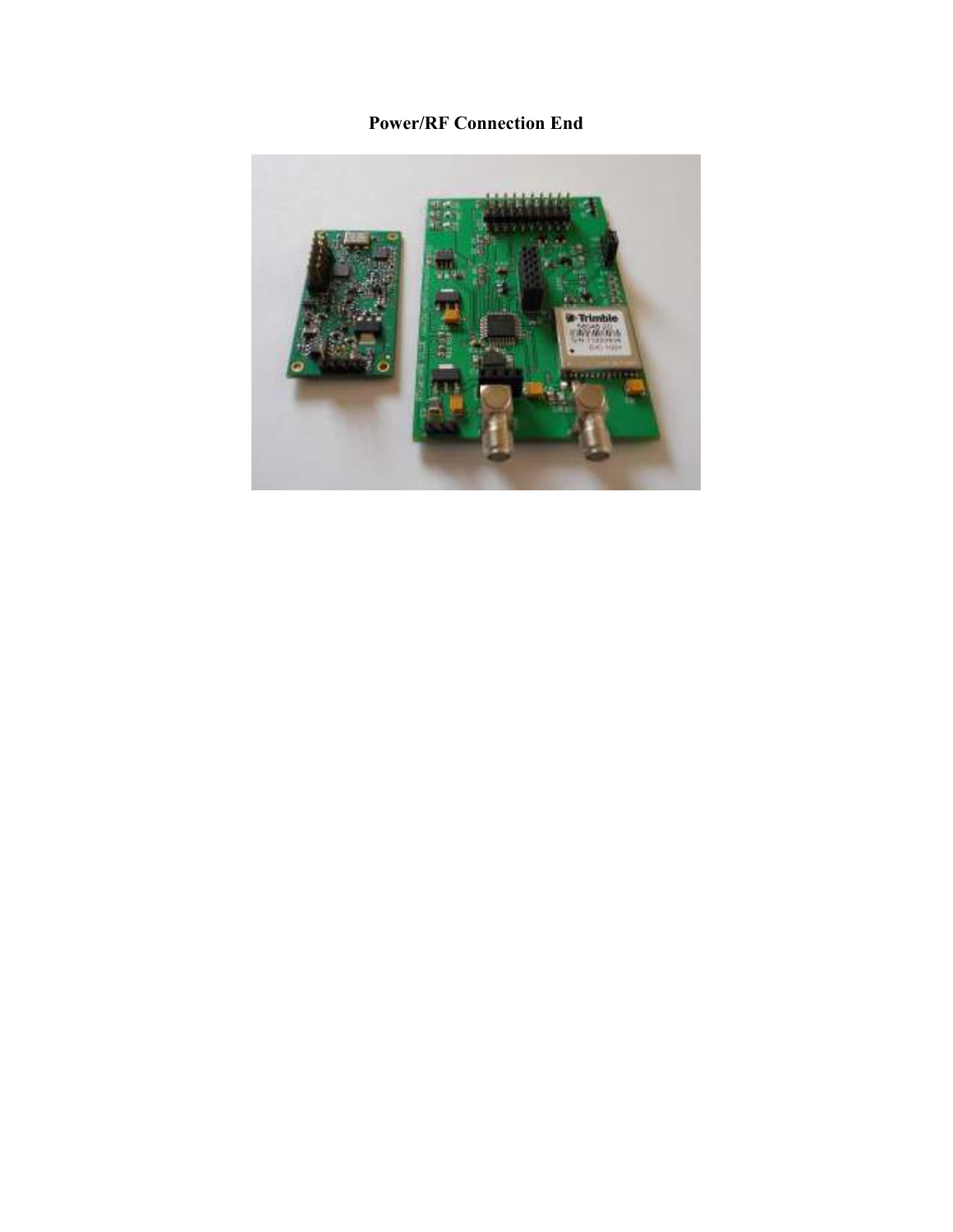**Power/RF Connection End**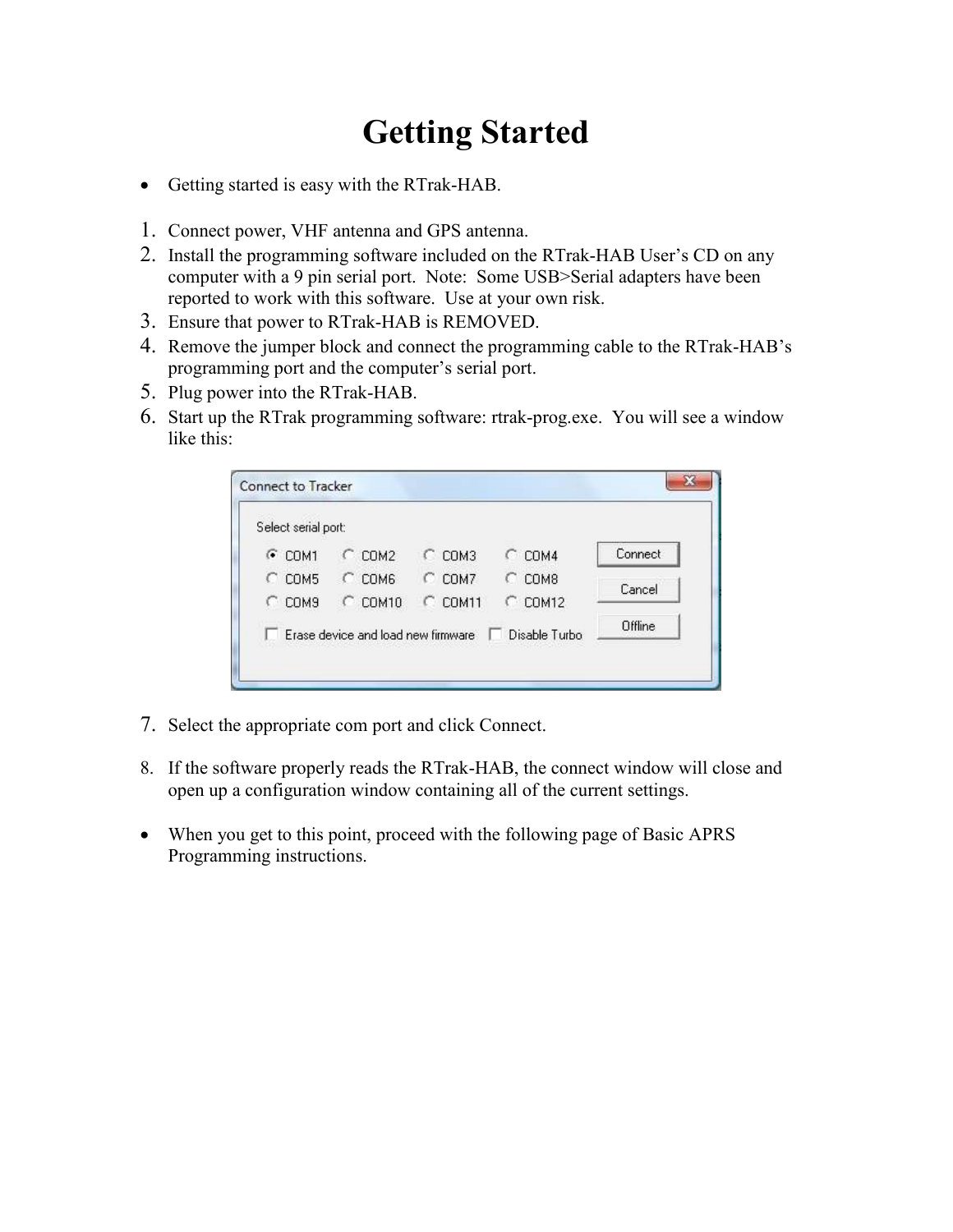# Getting Started

- Getting started is easy with the RTrak-HAB.

1. Connect power, VHF antenna and GPS antenna.
2. Install the programming software included on the RTrak-HAB User's CD on any computer with a 9 pin serial port. Note: Some USB>Serial adapters have been reported to work with this software. Use at your own risk.
3. Ensure that power to RTrak-HAB is REMOVED.
4. Remove the jumper block and connect the programming cable to the RTrak-HAB's programming port and the computer's serial port.
5. Plug power into the RTrak-HAB.
6. Start up the RTrak programming software: rtrak-prog.exe. You will see a window like this:

7. Select the appropriate com port and click Connect.

8. If the software properly reads the RTrak-HAB, the connect window will close and open up a configuration window containing all of the current settings.

- When you get to this point, proceed with the following page of Basic APRS Programming instructions.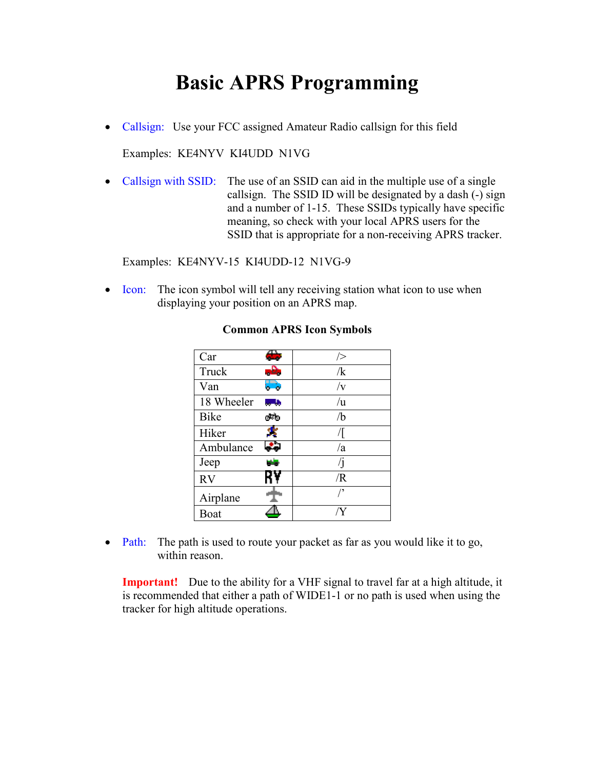# Basic APRS Programming

- Callsign: Use your FCC assigned Amateur Radio callsign for this field

  Examples: KE4NYV KI4UDD N1VG

- Callsign with SSID: The use of an SSID can aid in the multiple use of a single callsign. The SSID ID will be designated by a dash (-) sign and a number of 1-15. These SSIDs typically have specific meaning, so check with your local APRS users for the SSID that is appropriate for a non-receiving APRS tracker.

  Examples: KE4NYV-15 KI4UDD-12 N1VG-9

- Icon: The icon symbol will tell any receiving station what icon to use when displaying your position on an APRS map.

**Common APRS Icon Symbols**

| | |
|---|---|
| Car | /> |
| Truck | /k |
| Van | /v |
| 18 Wheeler | /u |
| Bike | /b |
| Hiker | /[ |
| Ambulance | /a |
| Jeep | /j |
| RV | /R |
| Airplane | /’ |
| Boat | /Y |

- Path: The path is used to route your packet as far as you would like it to go, within reason.

  **Important!** Due to the ability for a VHF signal to travel far at a high altitude, it is recommended that either a path of WIDE1-1 or no path is used when using the tracker for high altitude operations.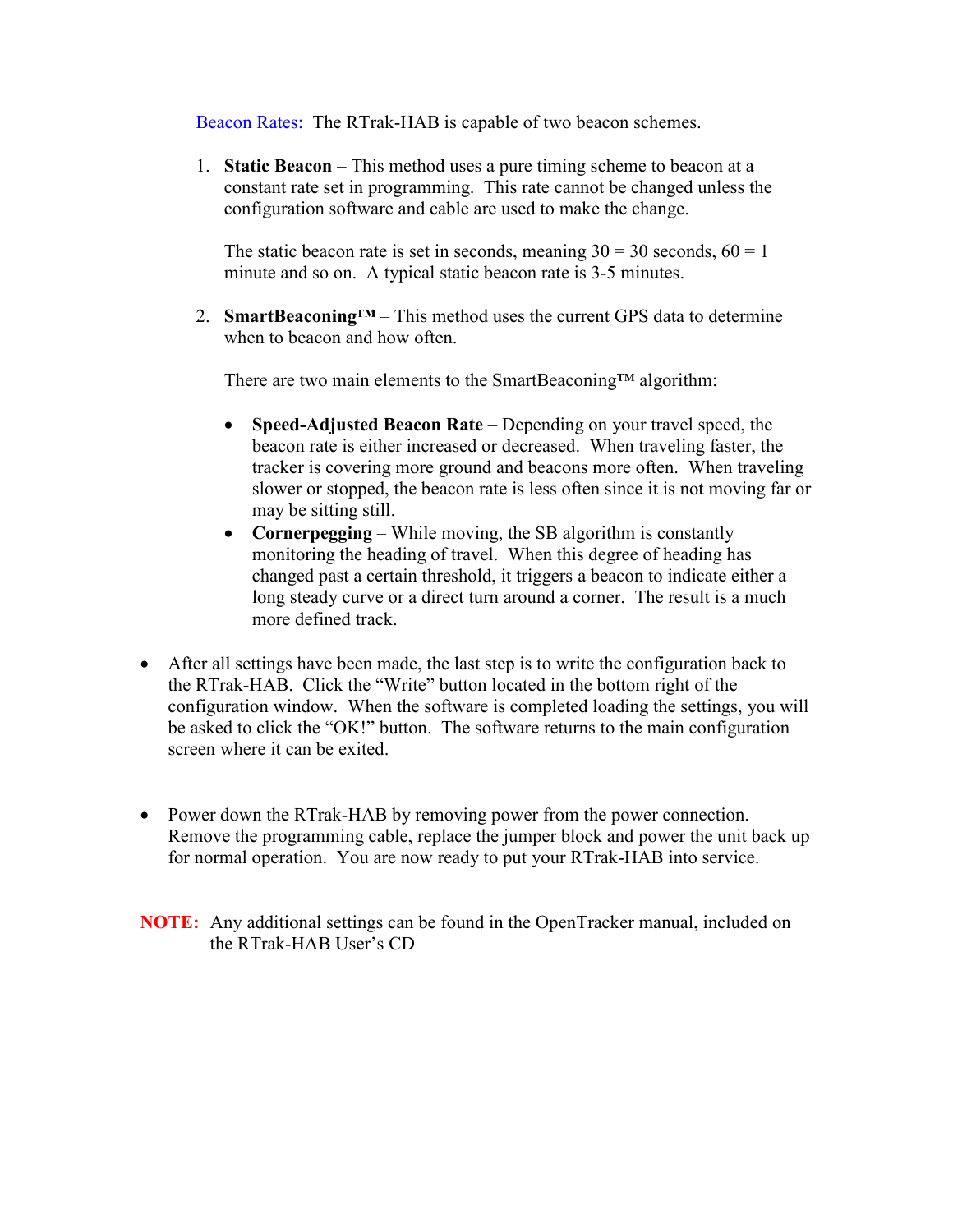Beacon Rates: The RTrak-HAB is capable of two beacon schemes.

1. **Static Beacon** – This method uses a pure timing scheme to beacon at a constant rate set in programming. This rate cannot be changed unless the configuration software and cable are used to make the change.

   The static beacon rate is set in seconds, meaning 30 = 30 seconds, 60 = 1 minute and so on. A typical static beacon rate is 3-5 minutes.

2. **SmartBeaconing™** – This method uses the current GPS data to determine when to beacon and how often.

   There are two main elements to the SmartBeaconing™ algorithm:

   - **Speed-Adjusted Beacon Rate** – Depending on your travel speed, the beacon rate is either increased or decreased. When traveling faster, the tracker is covering more ground and beacons more often. When traveling slower or stopped, the beacon rate is less often since it is not moving far or may be sitting still.
   - **Cornerpegging** – While moving, the SB algorithm is constantly monitoring the heading of travel. When this degree of heading has changed past a certain threshold, it triggers a beacon to indicate either a long steady curve or a direct turn around a corner. The result is a much more defined track.

- After all settings have been made, the last step is to write the configuration back to the RTrak-HAB. Click the "Write" button located in the bottom right of the configuration window. When the software is completed loading the settings, you will be asked to click the "OK!" button. The software returns to the main configuration screen where it can be exited.

- Power down the RTrak-HAB by removing power from the power connection. Remove the programming cable, replace the jumper block and power the unit back up for normal operation. You are now ready to put your RTrak-HAB into service.

**NOTE:** Any additional settings can be found in the OpenTracker manual, included on the RTrak-HAB User's CD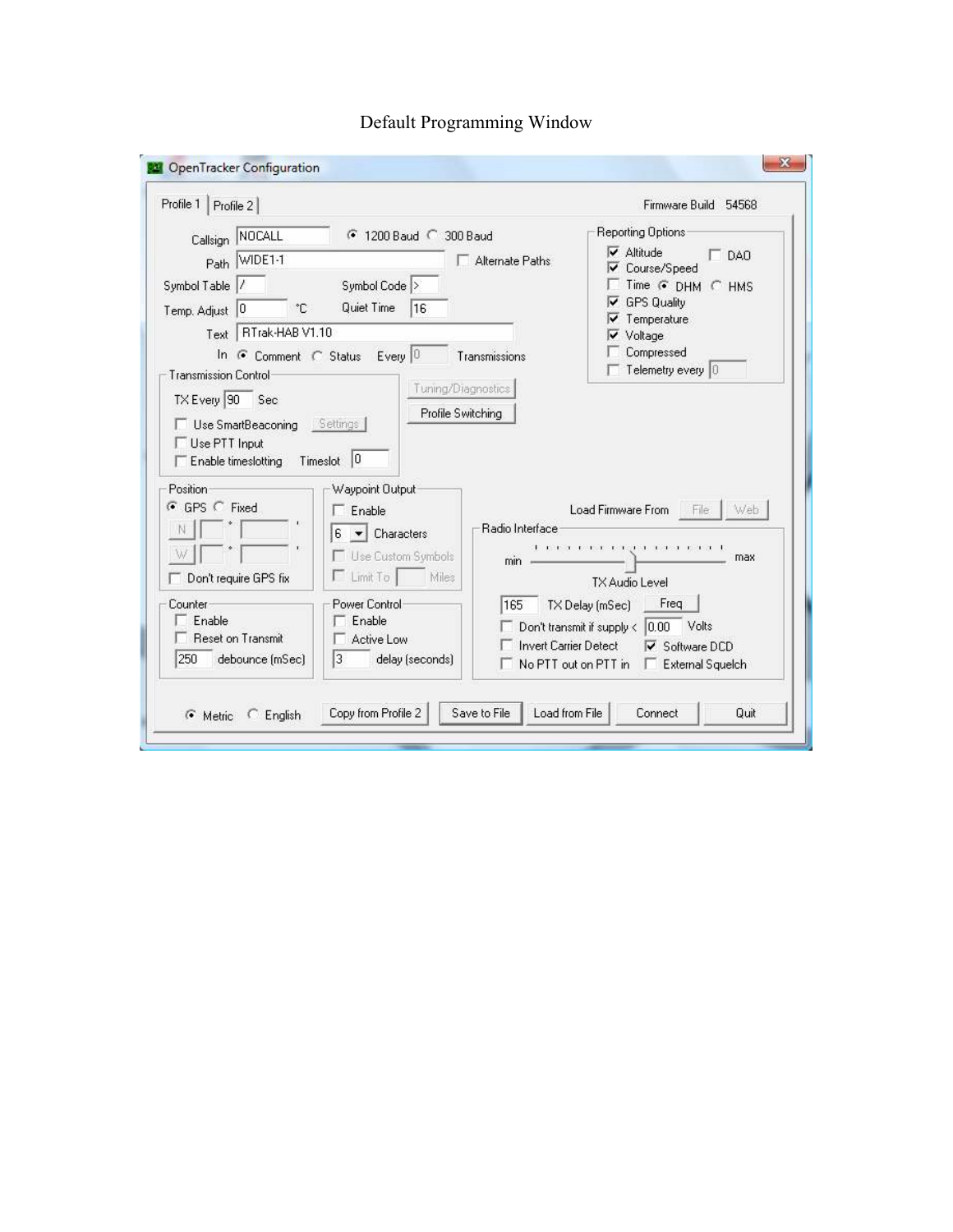Default Programming Window

OpenTracker Configuration

Profile 1 | Profile 2

Firmware Build 54568

Callsign NOCALL
(•) 1200 Baud ( ) 300 Baud

Path WIDE1-1
[ ] Alternate Paths

Symbol Table /
Symbol Code >

Temp. Adjust 0 °C
Quiet Time 16

Text RTrak-HAB V1.10

In (•) Comment ( ) Status Every 0 Transmissions

**Reporting Options**

- [x] Altitude
- [ ] DAO
- [x] Course/Speed
- [ ] Time (•) DHM ( ) HMS
- [x] GPS Quality
- [x] Temperature
- [x] Voltage
- [ ] Compressed
- [ ] Telemetry every 0

**Transmission Control**

TX Every 90 Sec

- [ ] Use SmartBeaconing (Settings)
- [ ] Use PTT Input
- [ ] Enable timeslotting Timeslot 0

Tuning/Diagnostics

Profile Switching

**Position**

(•) GPS ( ) Fixed

N ° '

W ° '

- [ ] Don't require GPS fix

**Waypoint Output**

- [ ] Enable

6 Characters

- [ ] Use Custom Symbols
- [ ] Limit To Miles

Load Firmware From File Web

**Radio Interface**

min — max

TX Audio Level

165 TX Delay (mSec) Freq

- [ ] Don't transmit if supply < 0.00 Volts
- [ ] Invert Carrier Detect
- [x] Software DCD
- [ ] No PTT out on PTT in
- [ ] External Squelch

**Counter**

- [ ] Enable
- [ ] Reset on Transmit

250 debounce (mSec)

**Power Control**

- [ ] Enable
- [ ] Active Low

3 delay (seconds)

(•) Metric ( ) English | Copy from Profile 2 | Save to File | Load from File | Connect | Quit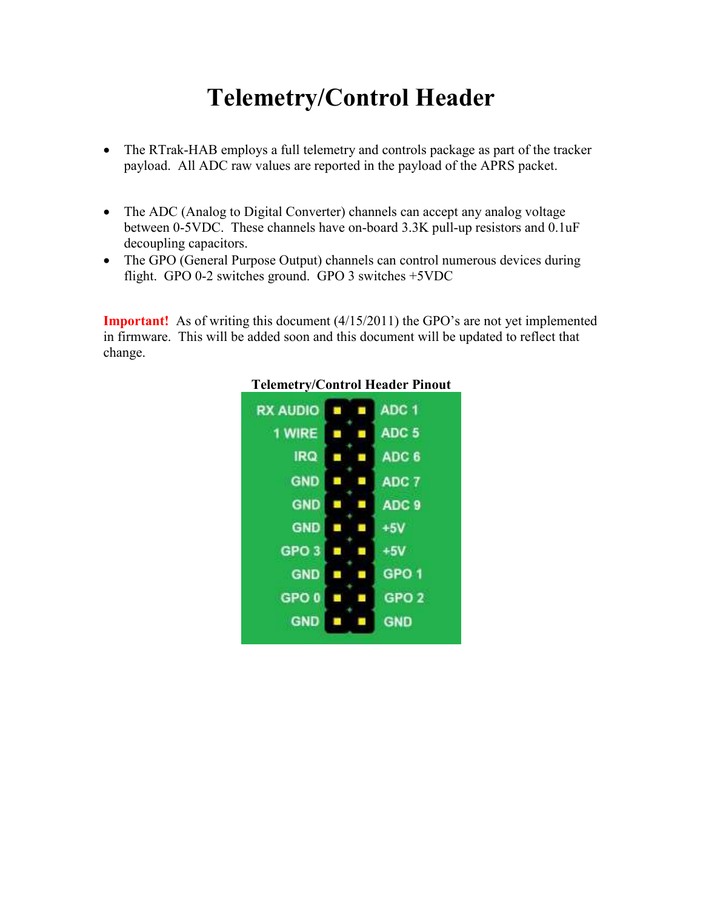# Telemetry/Control Header

- The RTrak-HAB employs a full telemetry and controls package as part of the tracker payload. All ADC raw values are reported in the payload of the APRS packet.

- The ADC (Analog to Digital Converter) channels can accept any analog voltage between 0-5VDC. These channels have on-board 3.3K pull-up resistors and 0.1uF decoupling capacitors.
- The GPO (General Purpose Output) channels can control numerous devices during flight. GPO 0-2 switches ground. GPO 3 switches +5VDC

**Important!** As of writing this document (4/15/2011) the GPO's are not yet implemented in firmware. This will be added soon and this document will be updated to reflect that change.

**Telemetry/Control Header Pinout**

| Left | Right |
|---|---|
| RX AUDIO | ADC 1 |
| 1 WIRE | ADC 5 |
| IRQ | ADC 6 |
| GND | ADC 7 |
| GND | ADC 9 |
| GND | +5V |
| GPO 3 | +5V |
| GND | GPO 1 |
| GPO 0 | GPO 2 |
| GND | GND |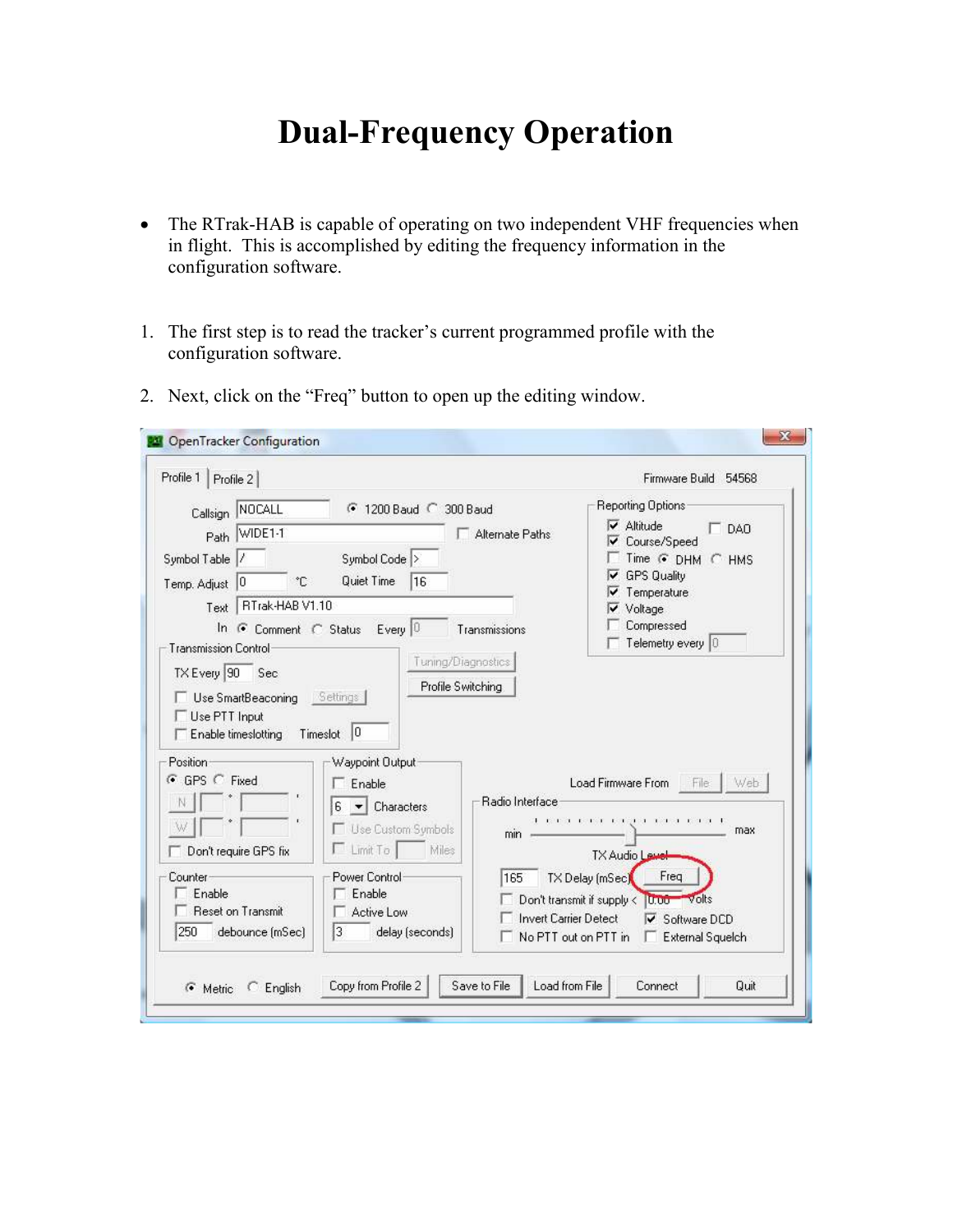# Dual-Frequency Operation

- The RTrak-HAB is capable of operating on two independent VHF frequencies when in flight. This is accomplished by editing the frequency information in the configuration software.

1. The first step is to read the tracker's current programmed profile with the configuration software.

2. Next, click on the "Freq" button to open up the editing window.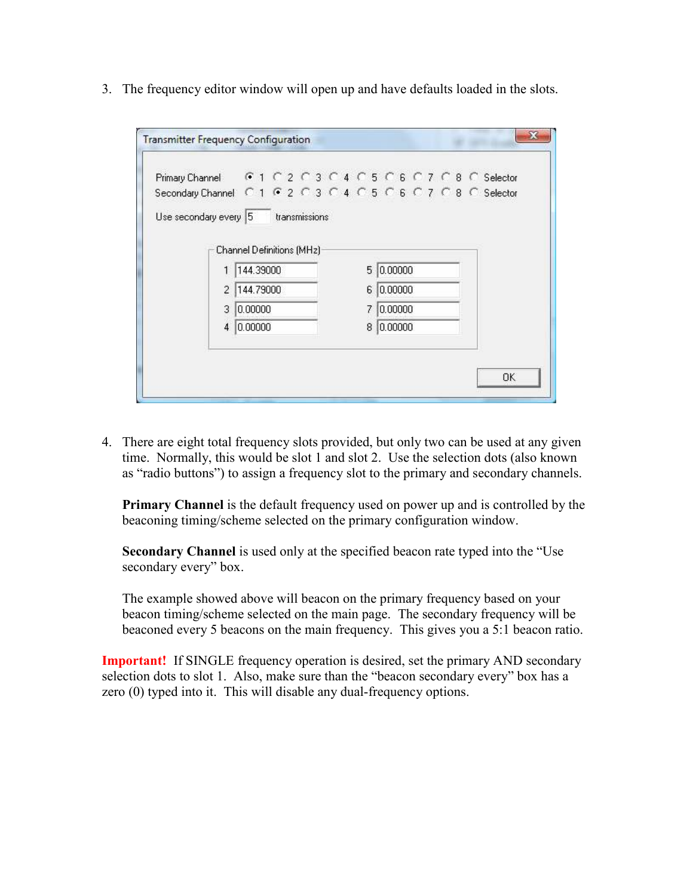3. The frequency editor window will open up and have defaults loaded in the slots.

Transmitter Frequency Configuration

Primary Channel ◉ 1 ○ 2 ○ 3 ○ 4 ○ 5 ○ 6 ○ 7 ○ 8 ○ Selector
Secondary Channel ○ 1 ◉ 2 ○ 3 ○ 4 ○ 5 ○ 6 ○ 7 ○ 8 ○ Selector

Use secondary every 5 transmissions

Channel Definitions (MHz)

| | | | |
|---|---|---|---|
| 1 | 144.39000 | 5 | 0.00000 |
| 2 | 144.79000 | 6 | 0.00000 |
| 3 | 0.00000 | 7 | 0.00000 |
| 4 | 0.00000 | 8 | 0.00000 |

OK

4. There are eight total frequency slots provided, but only two can be used at any given time. Normally, this would be slot 1 and slot 2. Use the selection dots (also known as "radio buttons") to assign a frequency slot to the primary and secondary channels.

   **Primary Channel** is the default frequency used on power up and is controlled by the beaconing timing/scheme selected on the primary configuration window.

   **Secondary Channel** is used only at the specified beacon rate typed into the "Use secondary every" box.

   The example showed above will beacon on the primary frequency based on your beacon timing/scheme selected on the main page. The secondary frequency will be beaconed every 5 beacons on the main frequency. This gives you a 5:1 beacon ratio.

**Important!** If SINGLE frequency operation is desired, set the primary AND secondary selection dots to slot 1. Also, make sure than the "beacon secondary every" box has a zero (0) typed into it. This will disable any dual-frequency options.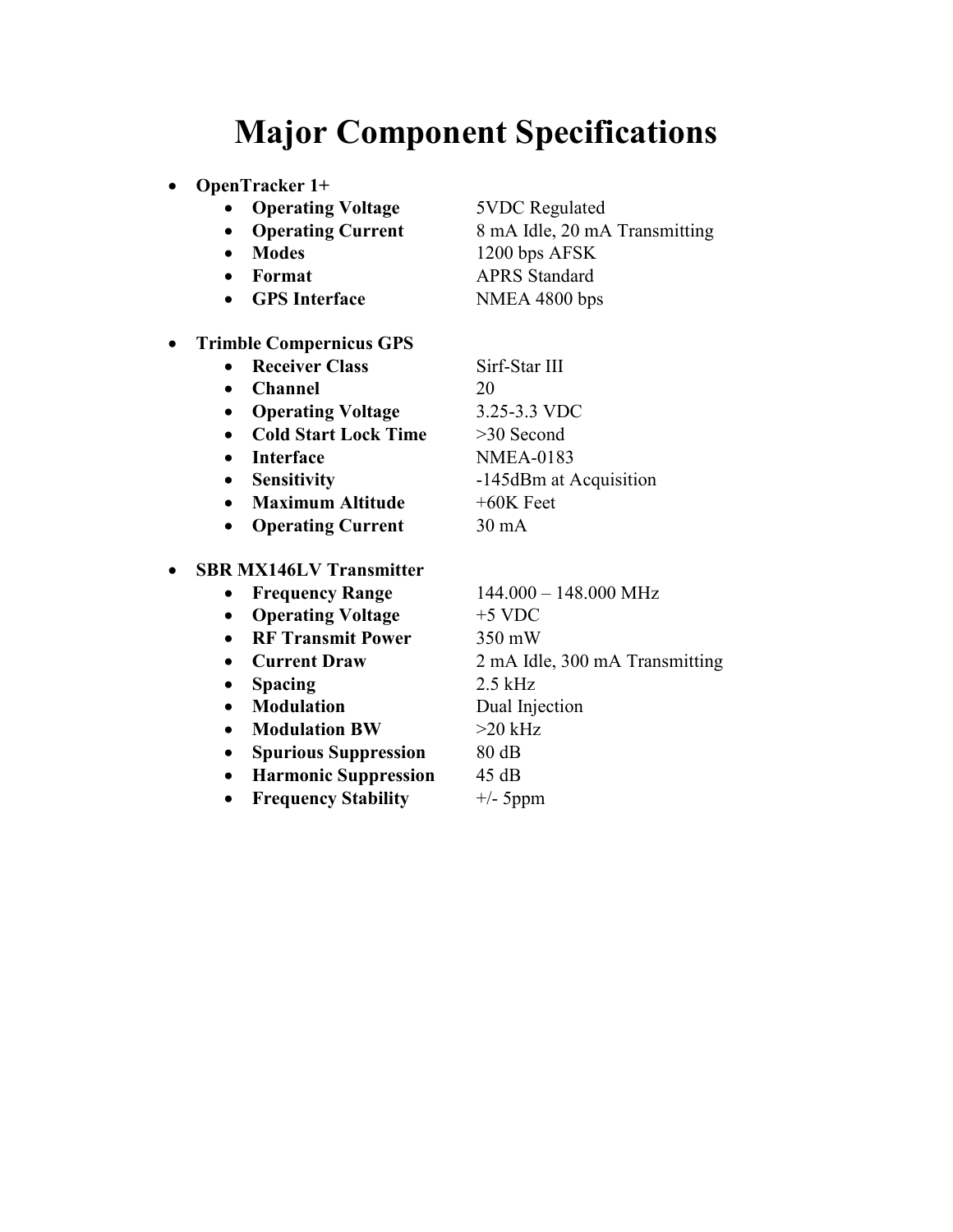# Major Component Specifications

- **OpenTracker 1+**
  - **Operating Voltage** 5VDC Regulated
  - **Operating Current** 8 mA Idle, 20 mA Transmitting
  - **Modes** 1200 bps AFSK
  - **Format** APRS Standard
  - **GPS Interface** NMEA 4800 bps

- **Trimble Compernicus GPS**
  - **Receiver Class** Sirf-Star III
  - **Channel** 20
  - **Operating Voltage** 3.25-3.3 VDC
  - **Cold Start Lock Time** >30 Second
  - **Interface** NMEA-0183
  - **Sensitivity** -145dBm at Acquisition
  - **Maximum Altitude** +60K Feet
  - **Operating Current** 30 mA

- **SBR MX146LV Transmitter**
  - **Frequency Range** 144.000 – 148.000 MHz
  - **Operating Voltage** +5 VDC
  - **RF Transmit Power** 350 mW
  - **Current Draw** 2 mA Idle, 300 mA Transmitting
  - **Spacing** 2.5 kHz
  - **Modulation** Dual Injection
  - **Modulation BW** >20 kHz
  - **Spurious Suppression** 80 dB
  - **Harmonic Suppression** 45 dB
  - **Frequency Stability** +/- 5ppm